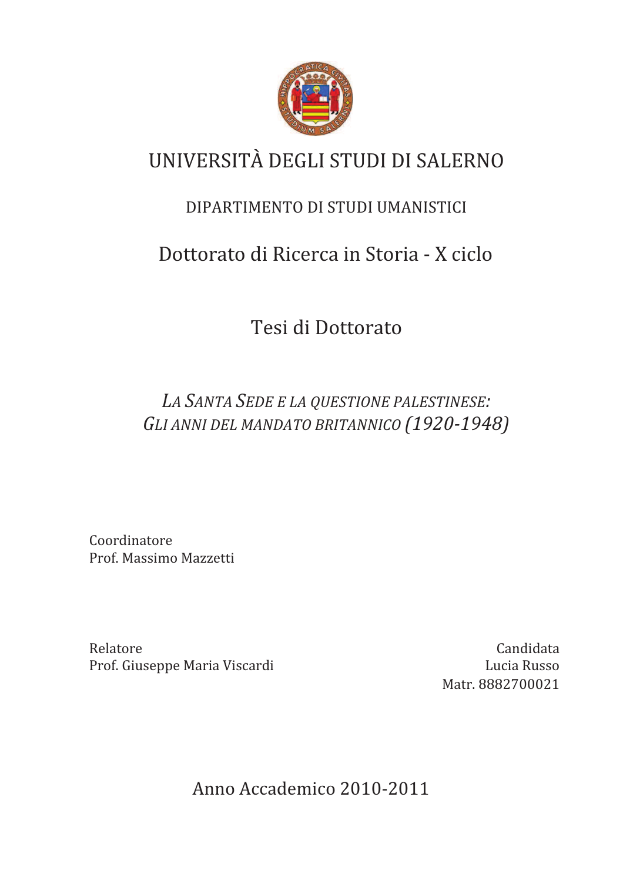# UNIVERSITÀ DEGLI STUDI DI SALERNO

## DIPARTIMENTO DI STUDI UMANISTICI

## Dottorato di Ricerca in Storia - X ciclo

## Tesi di Dottorato

*LA SANTA SEDE E LA QUESTIONE PALESTINESE:*
*GLI ANNI DEL MANDATO BRITANNICO (1920-1948)*

Coordinatore
Prof. Massimo Mazzetti

Relatore
Prof. Giuseppe Maria Viscardi

Candidata
Lucia Russo
Matr. 8882700021

Anno Accademico 2010-2011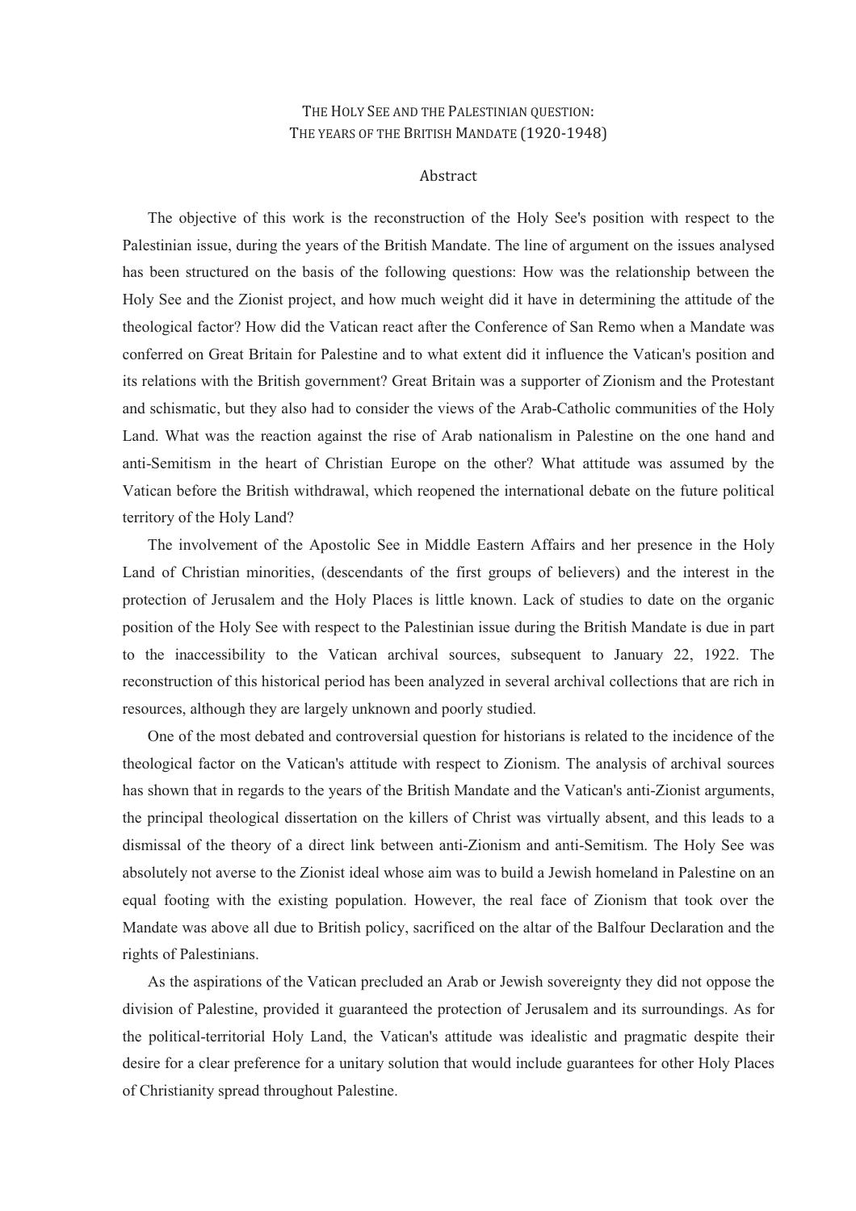# THE HOLY SEE AND THE PALESTINIAN QUESTION: THE YEARS OF THE BRITISH MANDATE (1920-1948)

## Abstract

The objective of this work is the reconstruction of the Holy See's position with respect to the Palestinian issue, during the years of the British Mandate. The line of argument on the issues analysed has been structured on the basis of the following questions: How was the relationship between the Holy See and the Zionist project, and how much weight did it have in determining the attitude of the theological factor? How did the Vatican react after the Conference of San Remo when a Mandate was conferred on Great Britain for Palestine and to what extent did it influence the Vatican's position and its relations with the British government? Great Britain was a supporter of Zionism and the Protestant and schismatic, but they also had to consider the views of the Arab-Catholic communities of the Holy Land. What was the reaction against the rise of Arab nationalism in Palestine on the one hand and anti-Semitism in the heart of Christian Europe on the other? What attitude was assumed by the Vatican before the British withdrawal, which reopened the international debate on the future political territory of the Holy Land?

The involvement of the Apostolic See in Middle Eastern Affairs and her presence in the Holy Land of Christian minorities, (descendants of the first groups of believers) and the interest in the protection of Jerusalem and the Holy Places is little known. Lack of studies to date on the organic position of the Holy See with respect to the Palestinian issue during the British Mandate is due in part to the inaccessibility to the Vatican archival sources, subsequent to January 22, 1922. The reconstruction of this historical period has been analyzed in several archival collections that are rich in resources, although they are largely unknown and poorly studied.

One of the most debated and controversial question for historians is related to the incidence of the theological factor on the Vatican's attitude with respect to Zionism. The analysis of archival sources has shown that in regards to the years of the British Mandate and the Vatican's anti-Zionist arguments, the principal theological dissertation on the killers of Christ was virtually absent, and this leads to a dismissal of the theory of a direct link between anti-Zionism and anti-Semitism. The Holy See was absolutely not averse to the Zionist ideal whose aim was to build a Jewish homeland in Palestine on an equal footing with the existing population. However, the real face of Zionism that took over the Mandate was above all due to British policy, sacrificed on the altar of the Balfour Declaration and the rights of Palestinians.

As the aspirations of the Vatican precluded an Arab or Jewish sovereignty they did not oppose the division of Palestine, provided it guaranteed the protection of Jerusalem and its surroundings. As for the political-territorial Holy Land, the Vatican's attitude was idealistic and pragmatic despite their desire for a clear preference for a unitary solution that would include guarantees for other Holy Places of Christianity spread throughout Palestine.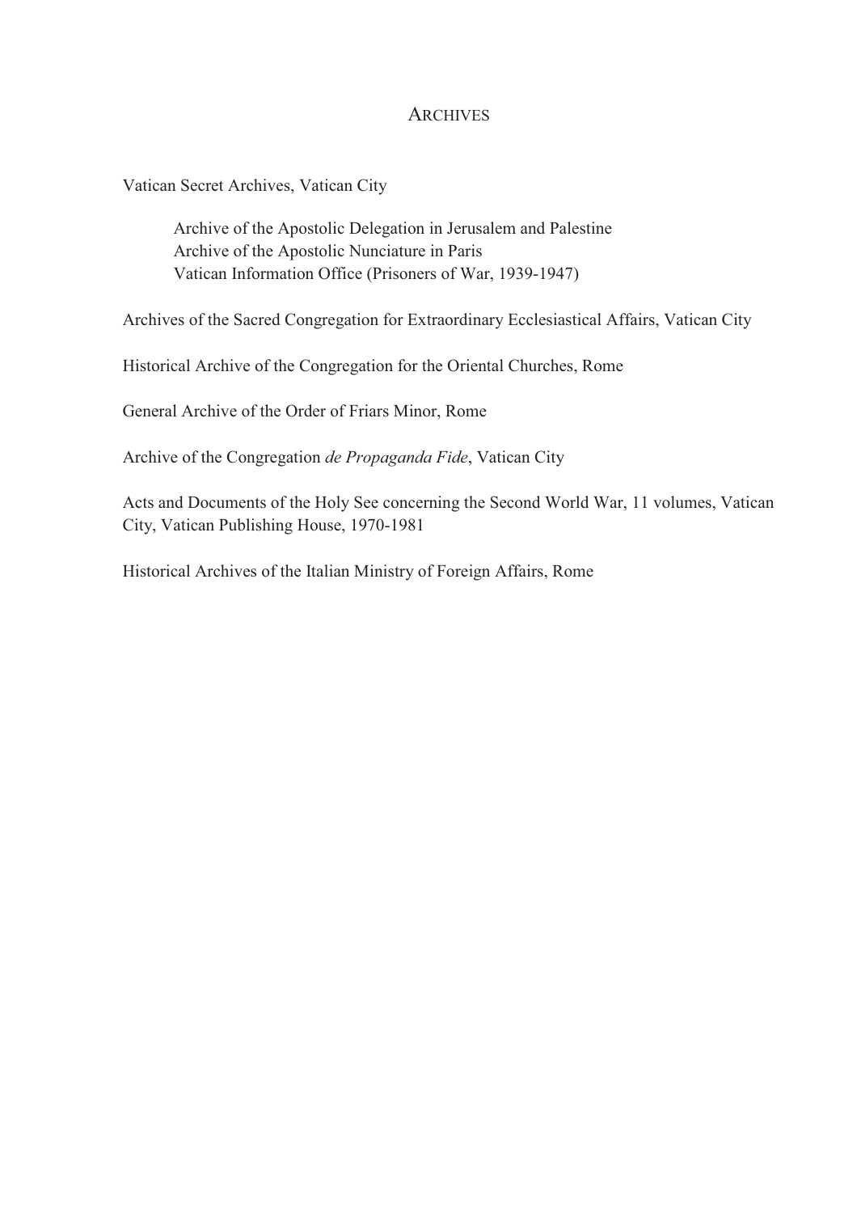# ARCHIVES

Vatican Secret Archives, Vatican City

Archive of the Apostolic Delegation in Jerusalem and Palestine
Archive of the Apostolic Nunciature in Paris
Vatican Information Office (Prisoners of War, 1939-1947)

Archives of the Sacred Congregation for Extraordinary Ecclesiastical Affairs, Vatican City

Historical Archive of the Congregation for the Oriental Churches, Rome

General Archive of the Order of Friars Minor, Rome

Archive of the Congregation *de Propaganda Fide*, Vatican City

Acts and Documents of the Holy See concerning the Second World War, 11 volumes, Vatican City, Vatican Publishing House, 1970-1981

Historical Archives of the Italian Ministry of Foreign Affairs, Rome